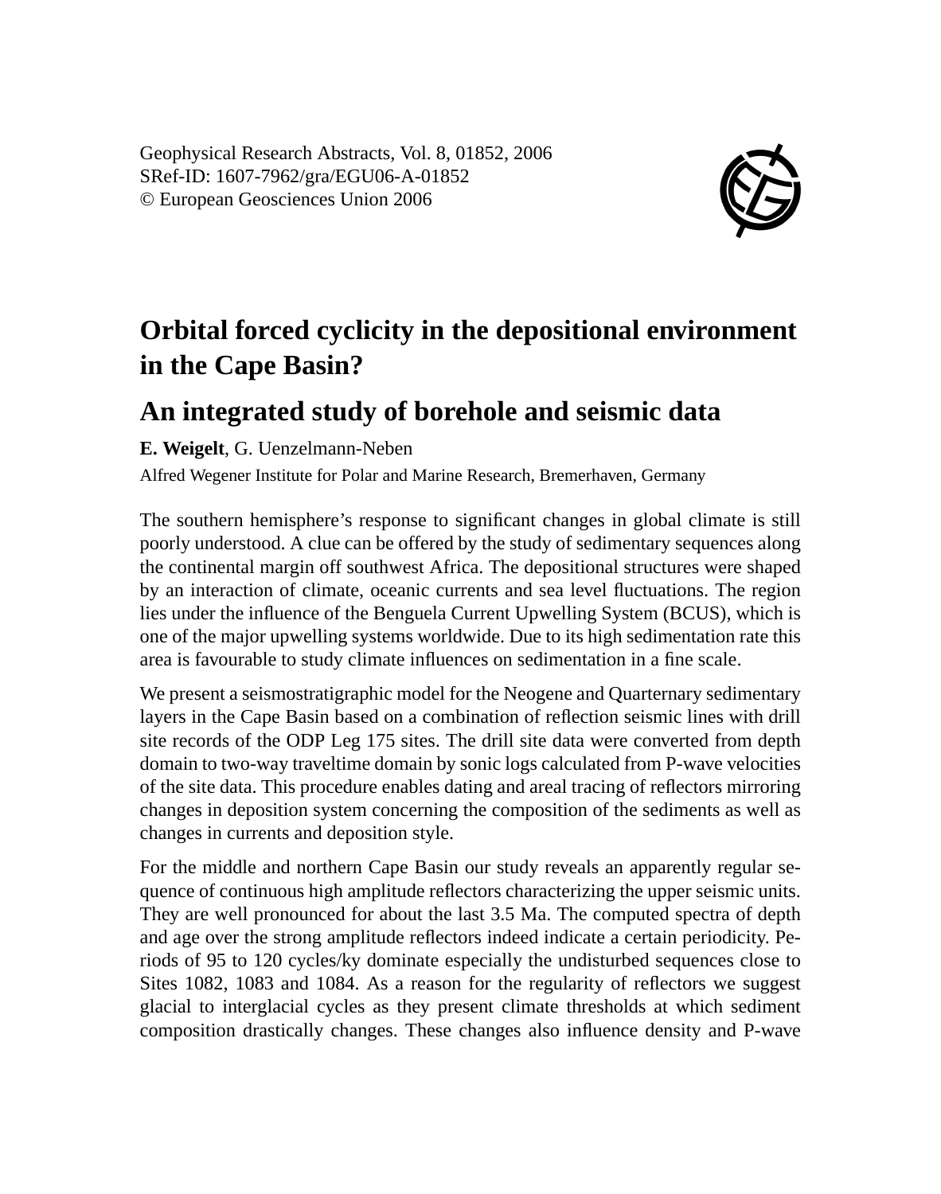Geophysical Research Abstracts, Vol. 8, 01852, 2006
SRef-ID: 1607-7962/gra/EGU06-A-01852
© European Geosciences Union 2006

# Orbital forced cyclicity in the depositional environment in the Cape Basin?

## An integrated study of borehole and seismic data

**E. Weigelt**, G. Uenzelmann-Neben

Alfred Wegener Institute for Polar and Marine Research, Bremerhaven, Germany

The southern hemisphere's response to significant changes in global climate is still poorly understood. A clue can be offered by the study of sedimentary sequences along the continental margin off southwest Africa. The depositional structures were shaped by an interaction of climate, oceanic currents and sea level fluctuations. The region lies under the influence of the Benguela Current Upwelling System (BCUS), which is one of the major upwelling systems worldwide. Due to its high sedimentation rate this area is favourable to study climate influences on sedimentation in a fine scale.

We present a seismostratigraphic model for the Neogene and Quarternary sedimentary layers in the Cape Basin based on a combination of reflection seismic lines with drill site records of the ODP Leg 175 sites. The drill site data were converted from depth domain to two-way traveltime domain by sonic logs calculated from P-wave velocities of the site data. This procedure enables dating and areal tracing of reflectors mirroring changes in deposition system concerning the composition of the sediments as well as changes in currents and deposition style.

For the middle and northern Cape Basin our study reveals an apparently regular sequence of continuous high amplitude reflectors characterizing the upper seismic units. They are well pronounced for about the last 3.5 Ma. The computed spectra of depth and age over the strong amplitude reflectors indeed indicate a certain periodicity. Periods of 95 to 120 cycles/ky dominate especially the undisturbed sequences close to Sites 1082, 1083 and 1084. As a reason for the regularity of reflectors we suggest glacial to interglacial cycles as they present climate thresholds at which sediment composition drastically changes. These changes also influence density and P-wave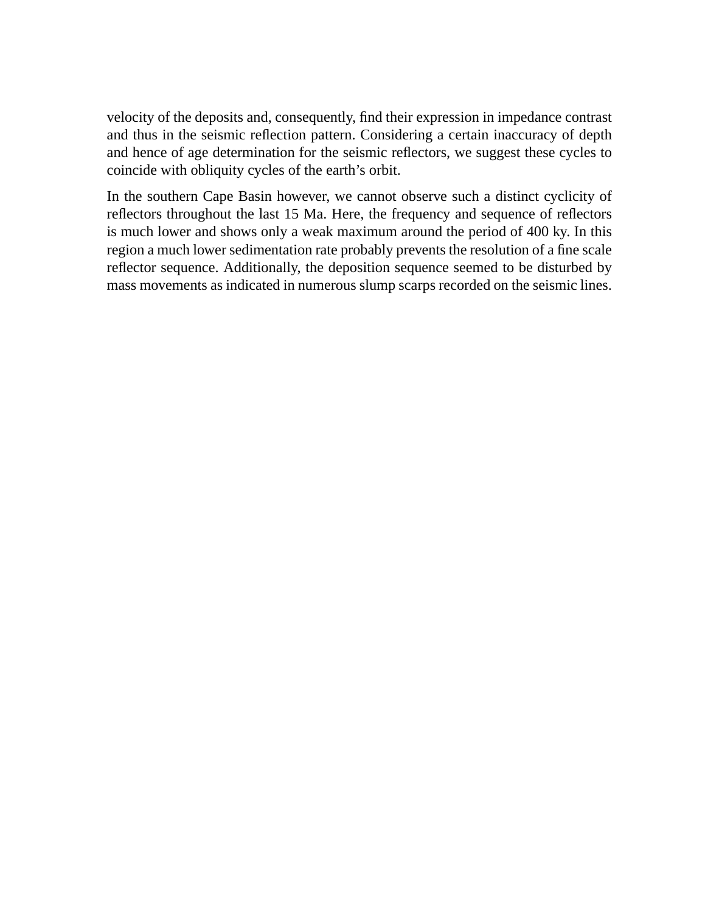velocity of the deposits and, consequently, find their expression in impedance contrast and thus in the seismic reflection pattern. Considering a certain inaccuracy of depth and hence of age determination for the seismic reflectors, we suggest these cycles to coincide with obliquity cycles of the earth's orbit.

In the southern Cape Basin however, we cannot observe such a distinct cyclicity of reflectors throughout the last 15 Ma. Here, the frequency and sequence of reflectors is much lower and shows only a weak maximum around the period of 400 ky. In this region a much lower sedimentation rate probably prevents the resolution of a fine scale reflector sequence. Additionally, the deposition sequence seemed to be disturbed by mass movements as indicated in numerous slump scarps recorded on the seismic lines.